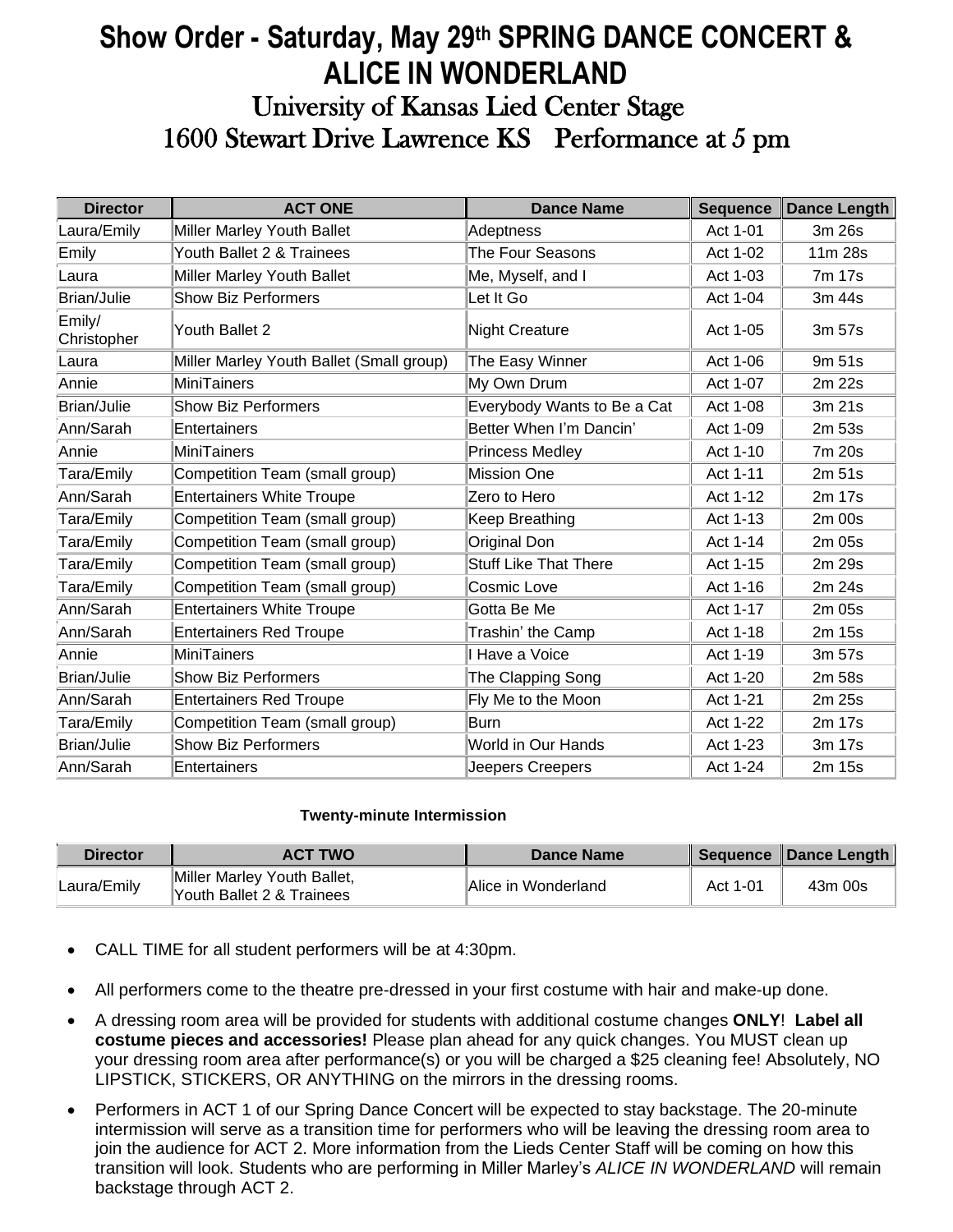# Show Order - Saturday, May 29th SPRING DANCE CONCERT & ALICE IN WONDERLAND

## University of Kansas Lied Center Stage
## 1600 Stewart Drive Lawrence KS Performance at 5 pm

| Director | ACT ONE | Dance Name | Sequence | Dance Length |
|---|---|---|---|---|
| Laura/Emily | Miller Marley Youth Ballet | Adeptness | Act 1-01 | 3m 26s |
| Emily | Youth Ballet 2 & Trainees | The Four Seasons | Act 1-02 | 11m 28s |
| Laura | Miller Marley Youth Ballet | Me, Myself, and I | Act 1-03 | 7m 17s |
| Brian/Julie | Show Biz Performers | Let It Go | Act 1-04 | 3m 44s |
| Emily/ Christopher | Youth Ballet 2 | Night Creature | Act 1-05 | 3m 57s |
| Laura | Miller Marley Youth Ballet (Small group) | The Easy Winner | Act 1-06 | 9m 51s |
| Annie | MiniTainers | My Own Drum | Act 1-07 | 2m 22s |
| Brian/Julie | Show Biz Performers | Everybody Wants to Be a Cat | Act 1-08 | 3m 21s |
| Ann/Sarah | Entertainers | Better When I'm Dancin' | Act 1-09 | 2m 53s |
| Annie | MiniTainers | Princess Medley | Act 1-10 | 7m 20s |
| Tara/Emily | Competition Team (small group) | Mission One | Act 1-11 | 2m 51s |
| Ann/Sarah | Entertainers White Troupe | Zero to Hero | Act 1-12 | 2m 17s |
| Tara/Emily | Competition Team (small group) | Keep Breathing | Act 1-13 | 2m 00s |
| Tara/Emily | Competition Team (small group) | Original Don | Act 1-14 | 2m 05s |
| Tara/Emily | Competition Team (small group) | Stuff Like That There | Act 1-15 | 2m 29s |
| Tara/Emily | Competition Team (small group) | Cosmic Love | Act 1-16 | 2m 24s |
| Ann/Sarah | Entertainers White Troupe | Gotta Be Me | Act 1-17 | 2m 05s |
| Ann/Sarah | Entertainers Red Troupe | Trashin' the Camp | Act 1-18 | 2m 15s |
| Annie | MiniTainers | I Have a Voice | Act 1-19 | 3m 57s |
| Brian/Julie | Show Biz Performers | The Clapping Song | Act 1-20 | 2m 58s |
| Ann/Sarah | Entertainers Red Troupe | Fly Me to the Moon | Act 1-21 | 2m 25s |
| Tara/Emily | Competition Team (small group) | Burn | Act 1-22 | 2m 17s |
| Brian/Julie | Show Biz Performers | World in Our Hands | Act 1-23 | 3m 17s |
| Ann/Sarah | Entertainers | Jeepers Creepers | Act 1-24 | 2m 15s |

**Twenty-minute Intermission**

| Director | ACT TWO | Dance Name | Sequence | Dance Length |
|---|---|---|---|---|
| Laura/Emily | Miller Marley Youth Ballet, Youth Ballet 2 & Trainees | Alice in Wonderland | Act 1-01 | 43m 00s |

- CALL TIME for all student performers will be at 4:30pm.
- All performers come to the theatre pre-dressed in your first costume with hair and make-up done.
- A dressing room area will be provided for students with additional costume changes **ONLY**! **Label all costume pieces and accessories!** Please plan ahead for any quick changes. You MUST clean up your dressing room area after performance(s) or you will be charged a $25 cleaning fee! Absolutely, NO LIPSTICK, STICKERS, OR ANYTHING on the mirrors in the dressing rooms.
- Performers in ACT 1 of our Spring Dance Concert will be expected to stay backstage. The 20-minute intermission will serve as a transition time for performers who will be leaving the dressing room area to join the audience for ACT 2. More information from the Lieds Center Staff will be coming on how this transition will look. Students who are performing in Miller Marley's *ALICE IN WONDERLAND* will remain backstage through ACT 2.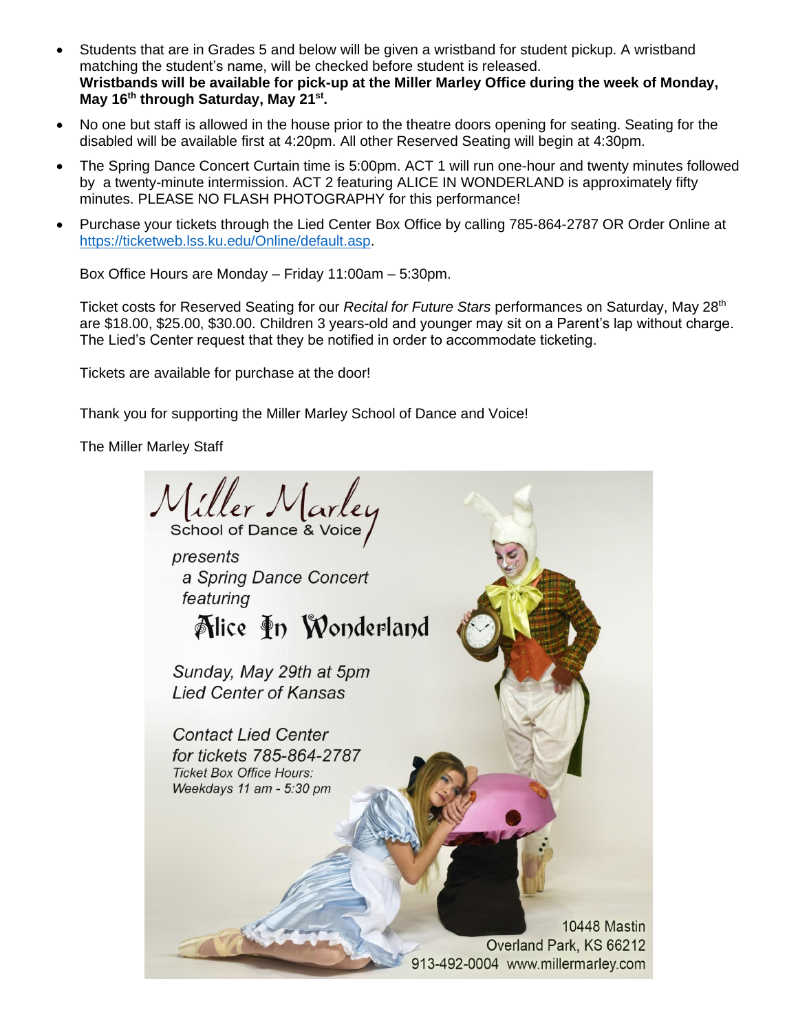- Students that are in Grades 5 and below will be given a wristband for student pickup. A wristband matching the student's name, will be checked before student is released. **Wristbands will be available for pick-up at the Miller Marley Office during the week of Monday, May 16th through Saturday, May 21st.**
- No one but staff is allowed in the house prior to the theatre doors opening for seating. Seating for the disabled will be available first at 4:20pm. All other Reserved Seating will begin at 4:30pm.
- The Spring Dance Concert Curtain time is 5:00pm. ACT 1 will run one-hour and twenty minutes followed by a twenty-minute intermission. ACT 2 featuring ALICE IN WONDERLAND is approximately fifty minutes. PLEASE NO FLASH PHOTOGRAPHY for this performance!
- Purchase your tickets through the Lied Center Box Office by calling 785-864-2787 OR Order Online at https://ticketweb.lss.ku.edu/Online/default.asp.

  Box Office Hours are Monday – Friday 11:00am – 5:30pm.

  Ticket costs for Reserved Seating for our *Recital for Future Stars* performances on Saturday, May 28th are $18.00, $25.00, $30.00. Children 3 years-old and younger may sit on a Parent's lap without charge. The Lied's Center request that they be notified in order to accommodate ticketing.

  Tickets are available for purchase at the door!

  Thank you for supporting the Miller Marley School of Dance and Voice!

  The Miller Marley Staff

Miller Marley
School of Dance & Voice

*presents*
*a Spring Dance Concert*
*featuring*

Alice In Wonderland

*Sunday, May 29th at 5pm*
*Lied Center of Kansas*

*Contact Lied Center*
*for tickets 785-864-2787*
*Ticket Box Office Hours:*
*Weekdays 11 am - 5:30 pm*

10448 Mastin
Overland Park, KS 66212
913-492-0004 www.millermarley.com